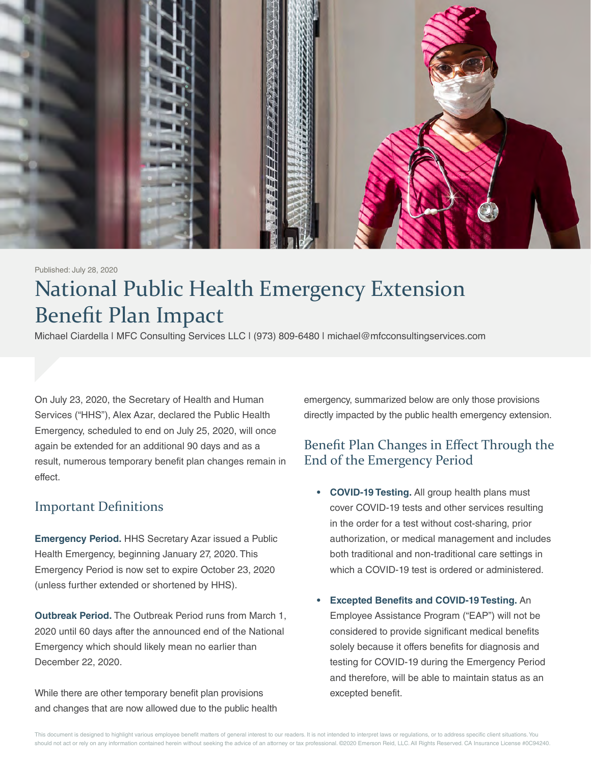Published: July 28, 2020

# National Public Health Emergency Extension Benefit Plan Impact

Michael Ciardella | MFC Consulting Services LLC | (973) 809-6480 | michael@mfcconsultingservices.com

On July 23, 2020, the Secretary of Health and Human Services ("HHS"), Alex Azar, declared the Public Health Emergency, scheduled to end on July 25, 2020, will once again be extended for an additional 90 days and as a result, numerous temporary benefit plan changes remain in effect.

## Important Definitions

**Emergency Period.** HHS Secretary Azar issued a Public Health Emergency, beginning January 27, 2020. This Emergency Period is now set to expire October 23, 2020 (unless further extended or shortened by HHS).

**Outbreak Period.** The Outbreak Period runs from March 1, 2020 until 60 days after the announced end of the National Emergency which should likely mean no earlier than December 22, 2020.

While there are other temporary benefit plan provisions and changes that are now allowed due to the public health emergency, summarized below are only those provisions directly impacted by the public health emergency extension.

## Benefit Plan Changes in Effect Through the End of the Emergency Period

- **COVID-19 Testing.** All group health plans must cover COVID-19 tests and other services resulting in the order for a test without cost-sharing, prior authorization, or medical management and includes both traditional and non-traditional care settings in which a COVID-19 test is ordered or administered.

- **Excepted Benefits and COVID-19 Testing.** An Employee Assistance Program ("EAP") will not be considered to provide significant medical benefits solely because it offers benefits for diagnosis and testing for COVID-19 during the Emergency Period and therefore, will be able to maintain status as an excepted benefit.

This document is designed to highlight various employee benefit matters of general interest to our readers. It is not intended to interpret laws or regulations, or to address specific client situations. You should not act or rely on any information contained herein without seeking the advice of an attorney or tax professional. ©2020 Emerson Reid, LLC. All Rights Reserved. CA Insurance License #0C94240.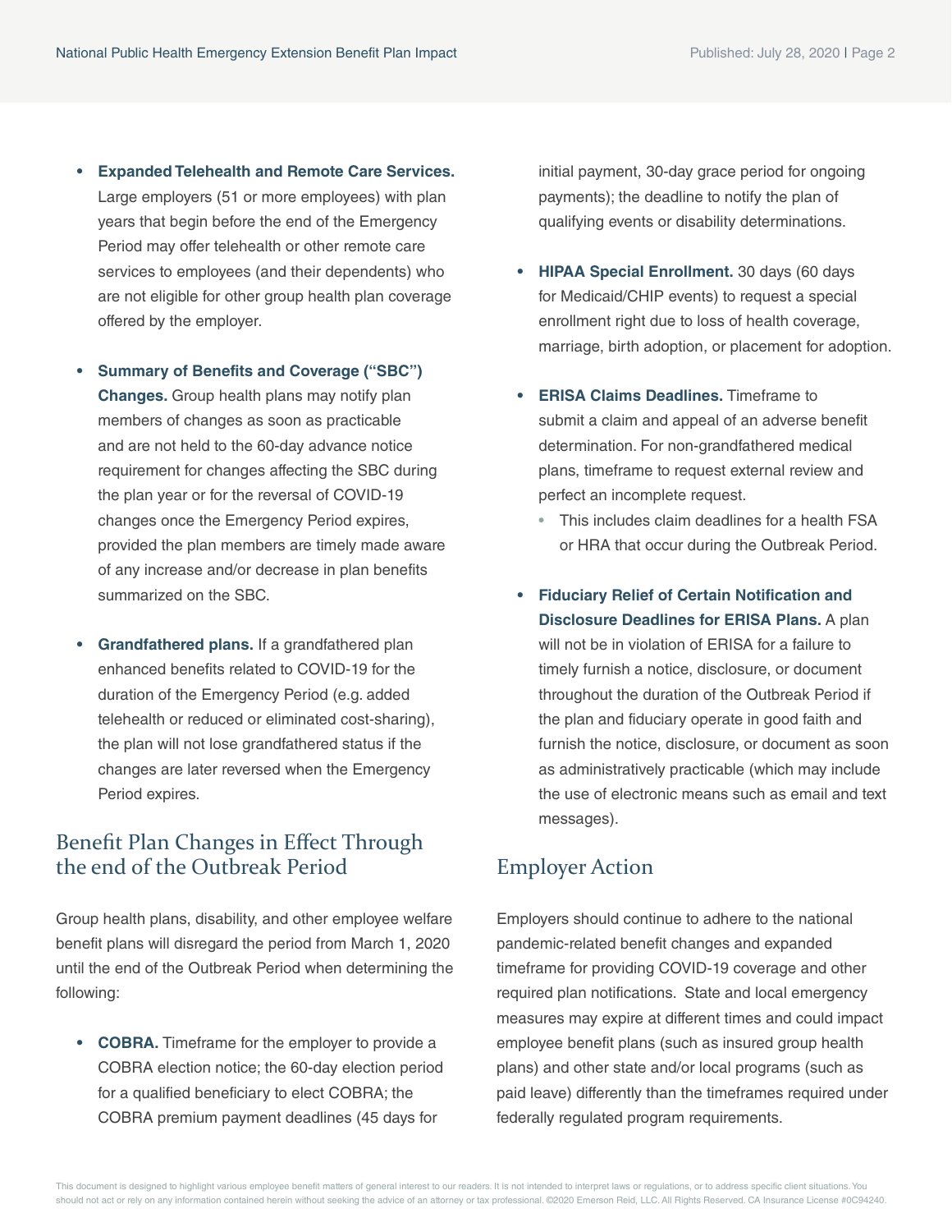- **Expanded Telehealth and Remote Care Services.** Large employers (51 or more employees) with plan years that begin before the end of the Emergency Period may offer telehealth or other remote care services to employees (and their dependents) who are not eligible for other group health plan coverage offered by the employer.

- **Summary of Benefits and Coverage ("SBC") Changes.** Group health plans may notify plan members of changes as soon as practicable and are not held to the 60-day advance notice requirement for changes affecting the SBC during the plan year or for the reversal of COVID-19 changes once the Emergency Period expires, provided the plan members are timely made aware of any increase and/or decrease in plan benefits summarized on the SBC.

- **Grandfathered plans.** If a grandfathered plan enhanced benefits related to COVID-19 for the duration of the Emergency Period (e.g. added telehealth or reduced or eliminated cost-sharing), the plan will not lose grandfathered status if the changes are later reversed when the Emergency Period expires.

## Benefit Plan Changes in Effect Through the end of the Outbreak Period

Group health plans, disability, and other employee welfare benefit plans will disregard the period from March 1, 2020 until the end of the Outbreak Period when determining the following:

- **COBRA.** Timeframe for the employer to provide a COBRA election notice; the 60-day election period for a qualified beneficiary to elect COBRA; the COBRA premium payment deadlines (45 days for initial payment, 30-day grace period for ongoing payments); the deadline to notify the plan of qualifying events or disability determinations.

- **HIPAA Special Enrollment.** 30 days (60 days for Medicaid/CHIP events) to request a special enrollment right due to loss of health coverage, marriage, birth adoption, or placement for adoption.

- **ERISA Claims Deadlines.** Timeframe to submit a claim and appeal of an adverse benefit determination. For non-grandfathered medical plans, timeframe to request external review and perfect an incomplete request.
  - This includes claim deadlines for a health FSA or HRA that occur during the Outbreak Period.

- **Fiduciary Relief of Certain Notification and Disclosure Deadlines for ERISA Plans.** A plan will not be in violation of ERISA for a failure to timely furnish a notice, disclosure, or document throughout the duration of the Outbreak Period if the plan and fiduciary operate in good faith and furnish the notice, disclosure, or document as soon as administratively practicable (which may include the use of electronic means such as email and text messages).

## Employer Action

Employers should continue to adhere to the national pandemic-related benefit changes and expanded timeframe for providing COVID-19 coverage and other required plan notifications. State and local emergency measures may expire at different times and could impact employee benefit plans (such as insured group health plans) and other state and/or local programs (such as paid leave) differently than the timeframes required under federally regulated program requirements.

This document is designed to highlight various employee benefit matters of general interest to our readers. It is not intended to interpret laws or regulations, or to address specific client situations. You should not act or rely on any information contained herein without seeking the advice of an attorney or tax professional. ©2020 Emerson Reid, LLC. All Rights Reserved. CA Insurance License #0C94240.